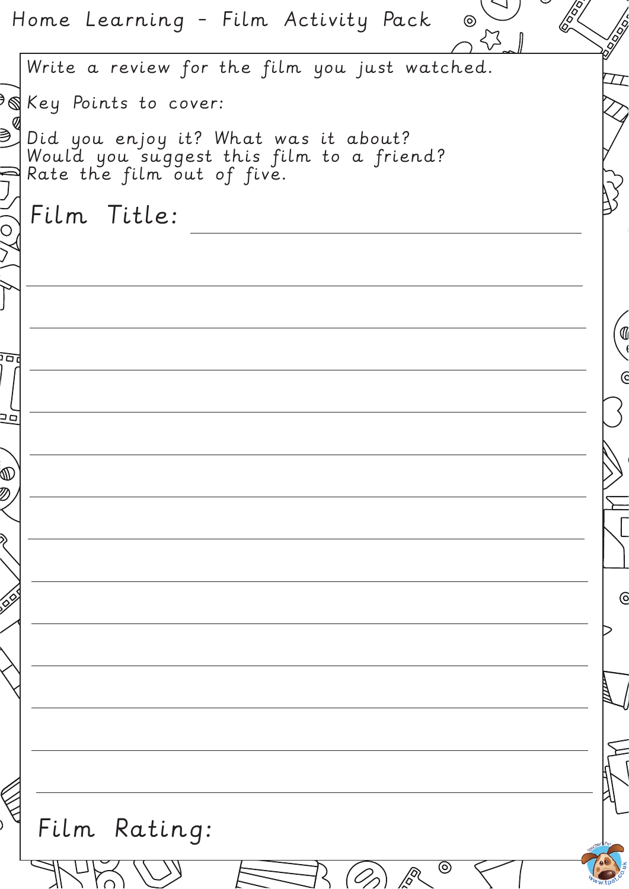# Home Learning - Film Activity Pack

Write a review for the film you just watched.

Key Points to cover:

Did you enjoy it? What was it about?
Would you suggest this film to a friend?
Rate the film out of five.

## Film Title: ______________________________

______________________________________________

______________________________________________

______________________________________________

______________________________________________

______________________________________________

______________________________________________

______________________________________________

______________________________________________

______________________________________________

______________________________________________

______________________________________________

______________________________________________

______________________________________________

## Film Rating: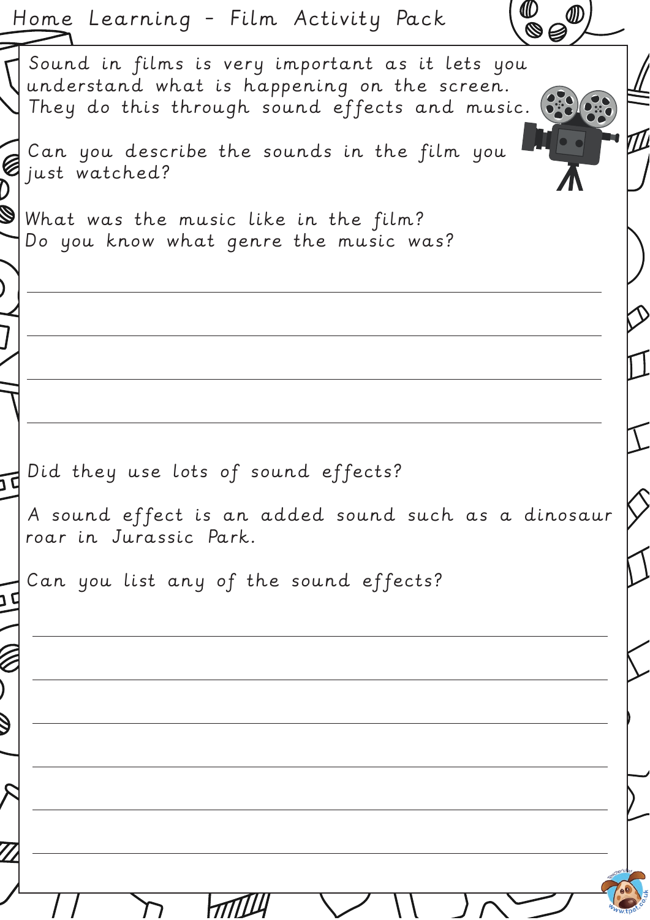Sound in films is very important as it lets you understand what is happening on the screen. They do this through sound effects and music.

Can you describe the sounds in the film you just watched?

What was the music like in the film?
Do you know what genre the music was?

Did they use lots of sound effects?

A sound effect is an added sound such as a dinosaur roar in Jurassic Park.

Can you list any of the sound effects?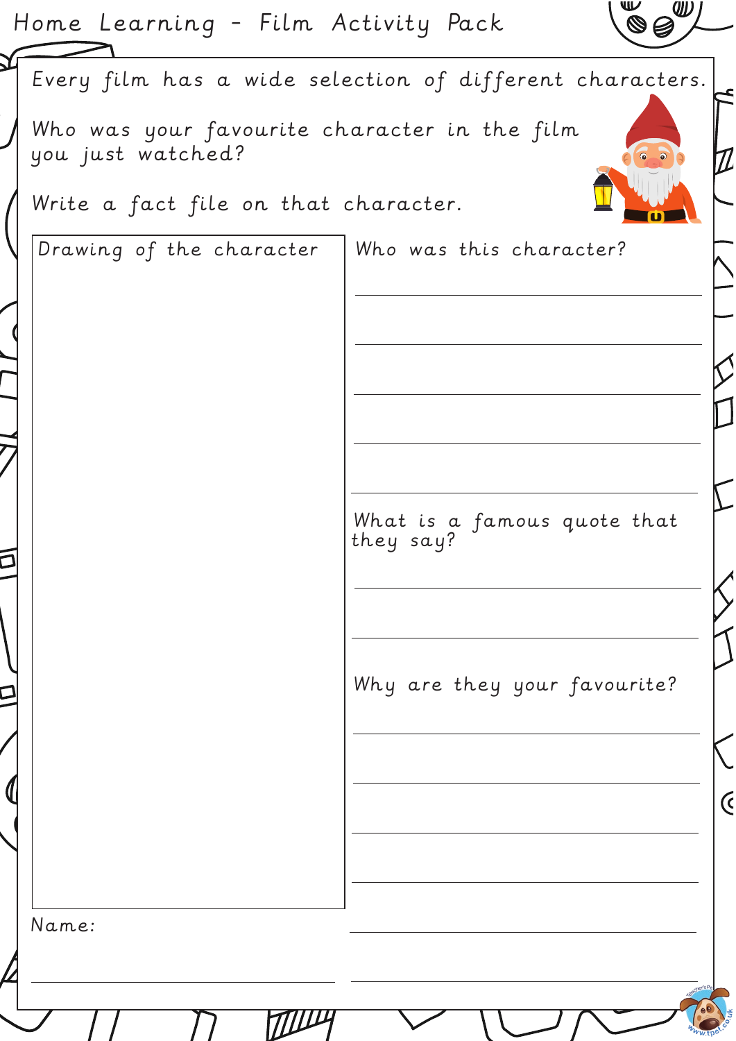# Home Learning - Film Activity Pack

Every film has a wide selection of different characters.

Who was your favourite character in the film you just watched?

Write a fact file on that character.

**Drawing of the character**

**Who was this character?**

______________________________

______________________________

______________________________

______________________________

______________________________

**What is a famous quote that they say?**

______________________________

______________________________

**Why are they your favourite?**

______________________________

______________________________

______________________________

______________________________

______________________________

Name: ______________________________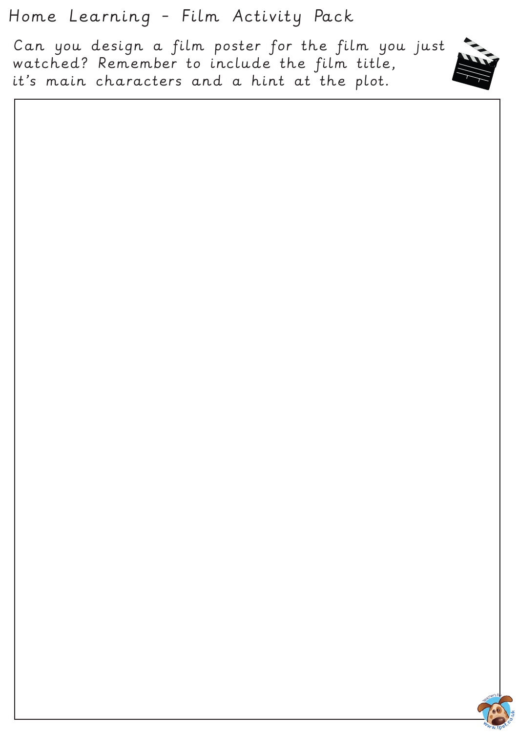# Home Learning - Film Activity Pack

Can you design a film poster for the film you just watched? Remember to include the film title, it's main characters and a hint at the plot.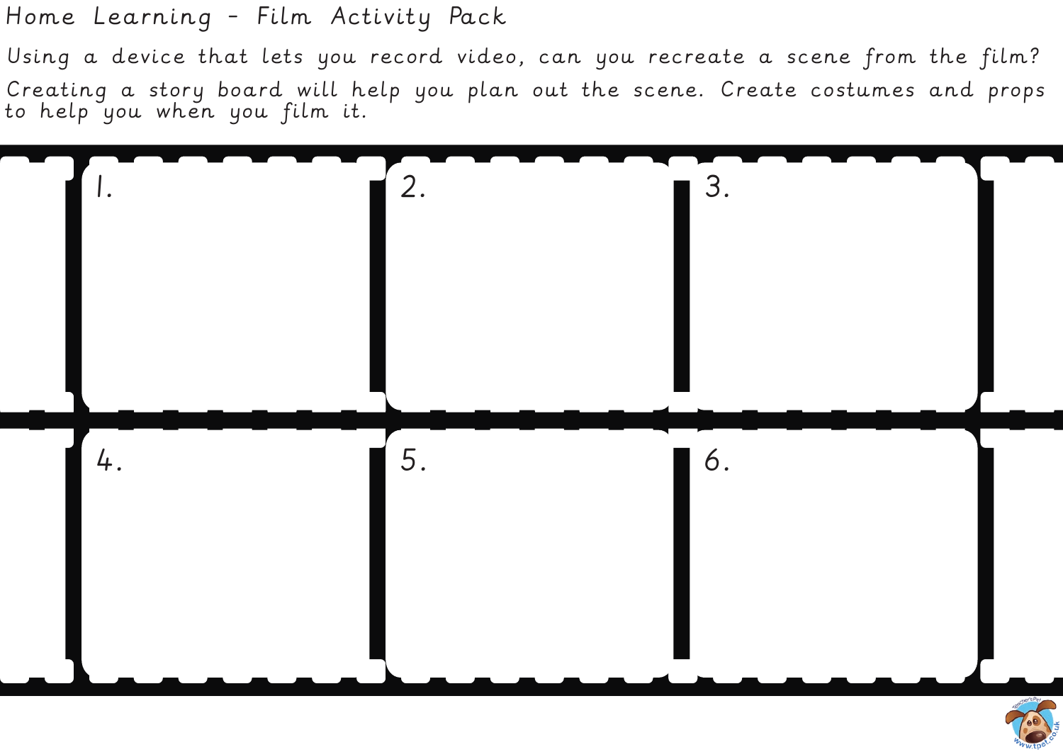# Home Learning - Film Activity Pack

Using a device that lets you record video, can you recreate a scene from the film?

Creating a story board will help you plan out the scene. Create costumes and props to help you when you film it.

1.

2.

3.

4.

5.

6.